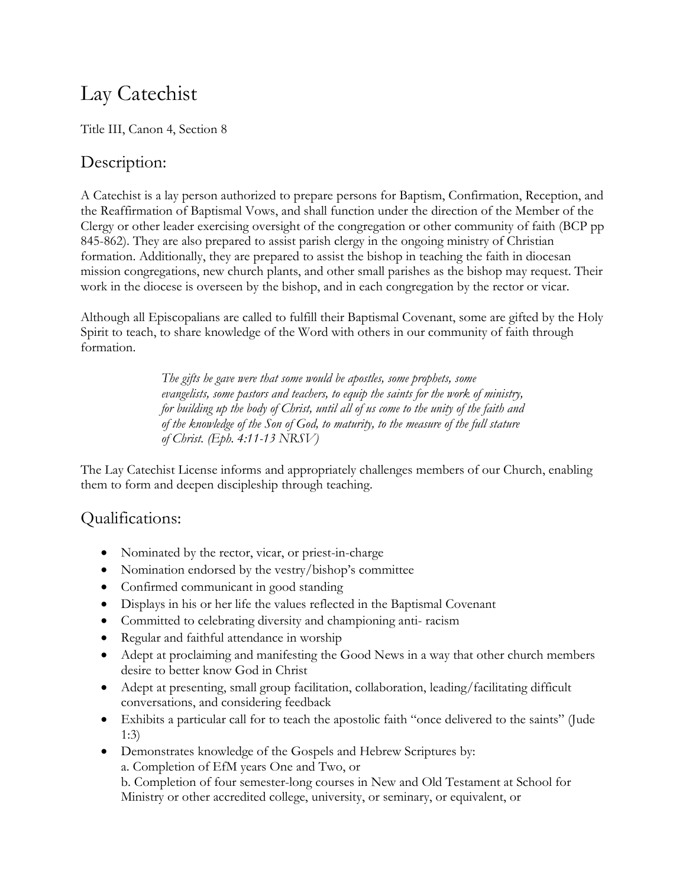# Lay Catechist

Title III, Canon 4, Section 8

## Description:

A Catechist is a lay person authorized to prepare persons for Baptism, Confirmation, Reception, and the Reaffirmation of Baptismal Vows, and shall function under the direction of the Member of the Clergy or other leader exercising oversight of the congregation or other community of faith (BCP pp 845-862). They are also prepared to assist parish clergy in the ongoing ministry of Christian formation. Additionally, they are prepared to assist the bishop in teaching the faith in diocesan mission congregations, new church plants, and other small parishes as the bishop may request. Their work in the diocese is overseen by the bishop, and in each congregation by the rector or vicar.

Although all Episcopalians are called to fulfill their Baptismal Covenant, some are gifted by the Holy Spirit to teach, to share knowledge of the Word with others in our community of faith through formation.

> *The gifts he gave were that some would be apostles, some prophets, some evangelists, some pastors and teachers, to equip the saints for the work of ministry, for building up the body of Christ, until all of us come to the unity of the faith and of the knowledge of the Son of God, to maturity, to the measure of the full stature of Christ. (Eph. 4:11-13 NRSV)*

The Lay Catechist License informs and appropriately challenges members of our Church, enabling them to form and deepen discipleship through teaching.

## Qualifications:

- Nominated by the rector, vicar, or priest-in-charge
- Nomination endorsed by the vestry/bishop's committee
- Confirmed communicant in good standing
- Displays in his or her life the values reflected in the Baptismal Covenant
- Committed to celebrating diversity and championing anti- racism
- Regular and faithful attendance in worship
- Adept at proclaiming and manifesting the Good News in a way that other church members desire to better know God in Christ
- Adept at presenting, small group facilitation, collaboration, leading/facilitating difficult conversations, and considering feedback
- Exhibits a particular call for to teach the apostolic faith "once delivered to the saints" (Jude 1:3)
- Demonstrates knowledge of the Gospels and Hebrew Scriptures by:
  a. Completion of EfM years One and Two, or
  b. Completion of four semester-long courses in New and Old Testament at School for Ministry or other accredited college, university, or seminary, or equivalent, or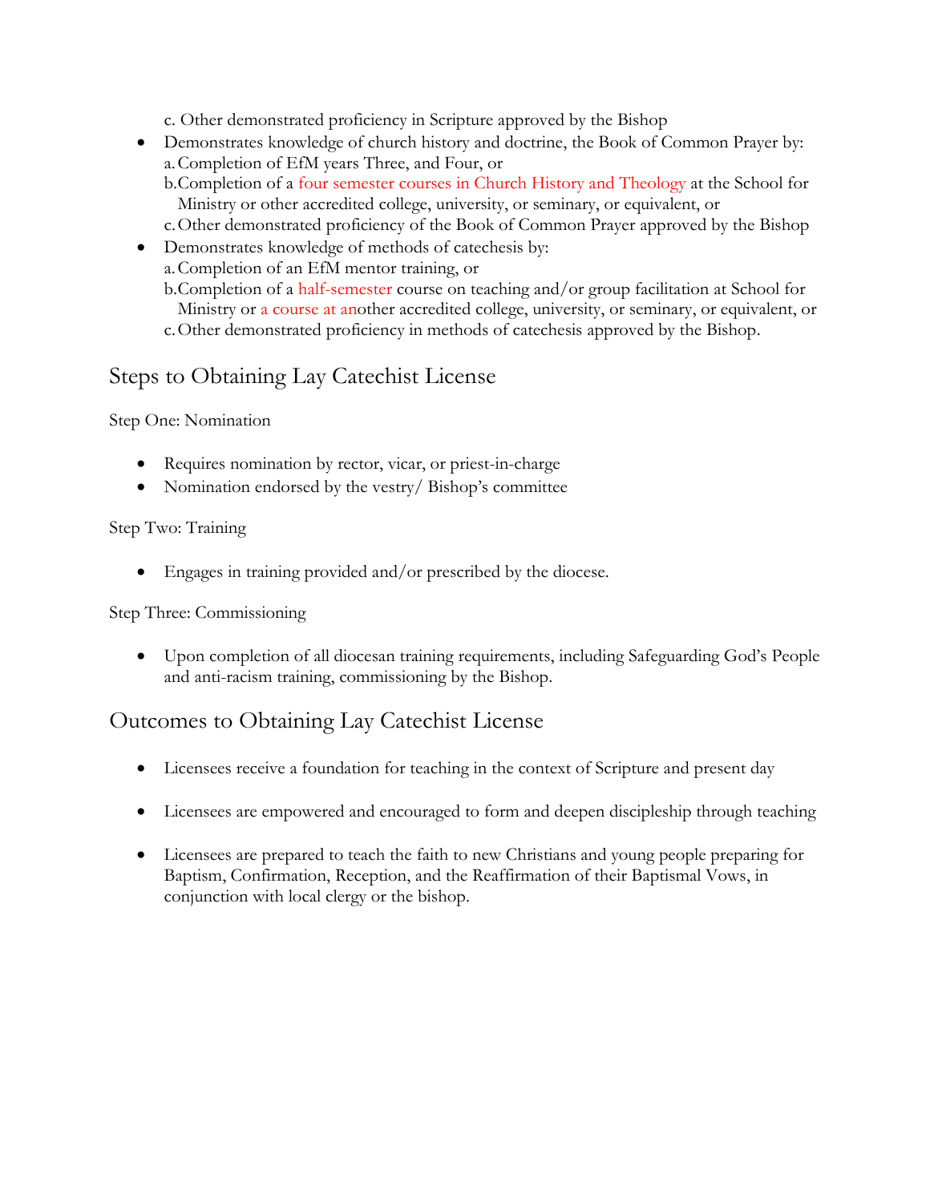c. Other demonstrated proficiency in Scripture approved by the Bishop

- Demonstrates knowledge of church history and doctrine, the Book of Common Prayer by:
  a. Completion of EfM years Three, and Four, or
  b. Completion of a four semester courses in Church History and Theology at the School for Ministry or other accredited college, university, or seminary, or equivalent, or
  c. Other demonstrated proficiency of the Book of Common Prayer approved by the Bishop
- Demonstrates knowledge of methods of catechesis by:
  a. Completion of an EfM mentor training, or
  b. Completion of a half-semester course on teaching and/or group facilitation at School for Ministry or a course at another accredited college, university, or seminary, or equivalent, or
  c. Other demonstrated proficiency in methods of catechesis approved by the Bishop.

## Steps to Obtaining Lay Catechist License

Step One: Nomination

- Requires nomination by rector, vicar, or priest-in-charge
- Nomination endorsed by the vestry/ Bishop's committee

Step Two: Training

- Engages in training provided and/or prescribed by the diocese.

Step Three: Commissioning

- Upon completion of all diocesan training requirements, including Safeguarding God's People and anti-racism training, commissioning by the Bishop.

## Outcomes to Obtaining Lay Catechist License

- Licensees receive a foundation for teaching in the context of Scripture and present day
- Licensees are empowered and encouraged to form and deepen discipleship through teaching
- Licensees are prepared to teach the faith to new Christians and young people preparing for Baptism, Confirmation, Reception, and the Reaffirmation of their Baptismal Vows, in conjunction with local clergy or the bishop.